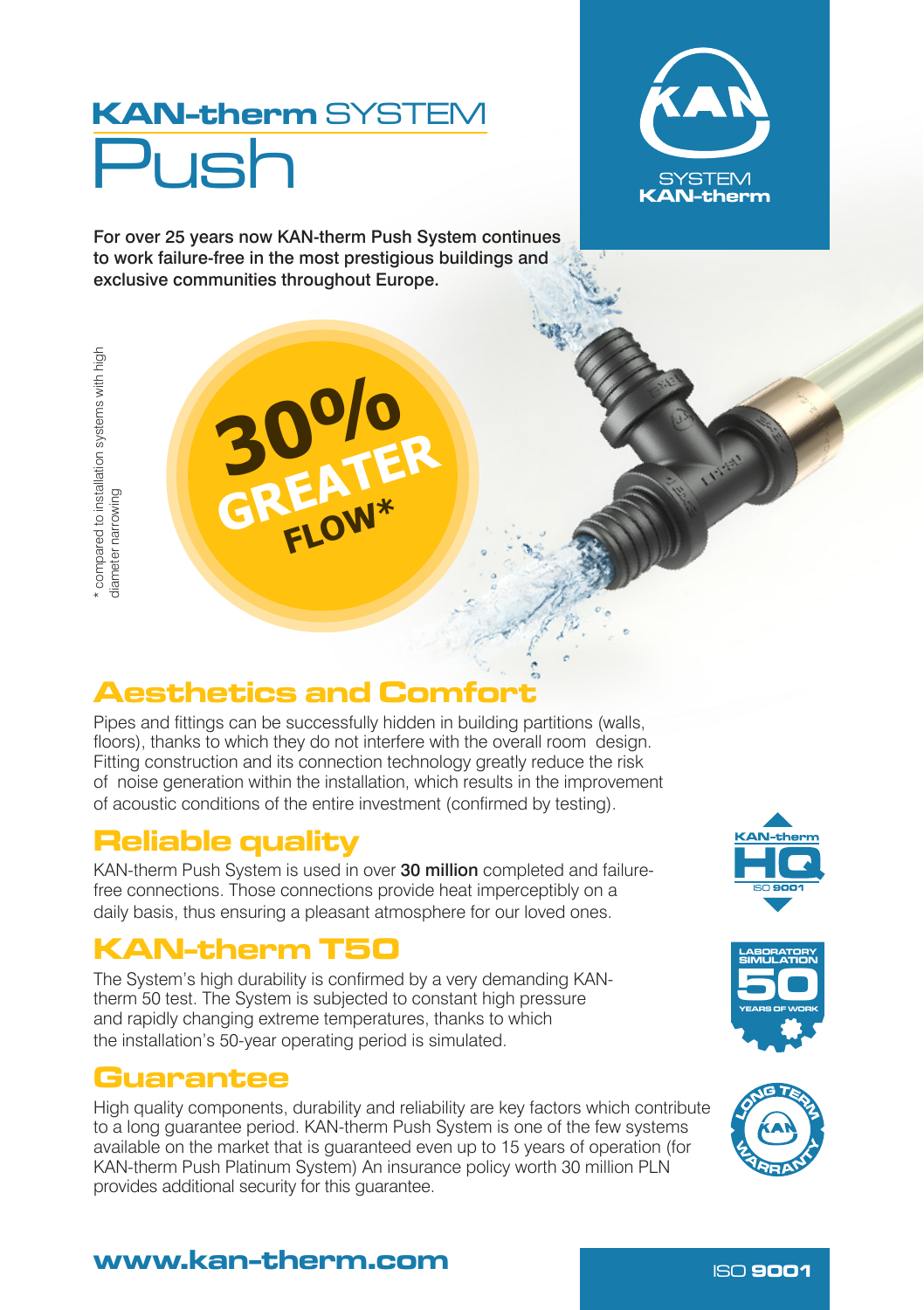# KAN-therm SYSTEM Push

SYSTEM
**KAN-therm**

**For over 25 years now KAN-therm Push System continues to work failure-free in the most prestigious buildings and exclusive communities throughout Europe.**

**30% GREATER FLOW***

* compared to installation systems with high diameter narrowing

## Aesthetics and Comfort

Pipes and fittings can be successfully hidden in building partitions (walls, floors), thanks to which they do not interfere with the overall room design. Fitting construction and its connection technology greatly reduce the risk of noise generation within the installation, which results in the improvement of acoustic conditions of the entire investment (confirmed by testing).

## Reliable quality

KAN-therm Push System is used in over **30 million** completed and failure-free connections. Those connections provide heat imperceptibly on a daily basis, thus ensuring a pleasant atmosphere for our loved ones.

KAN-therm HQ ISO 9001

## KAN-therm T50

The System's high durability is confirmed by a very demanding KAN-therm 50 test. The System is subjected to constant high pressure and rapidly changing extreme temperatures, thanks to which the installation's 50-year operating period is simulated.

LABORATORY SIMULATION 50 YEARS OF WORK

## Guarantee

High quality components, durability and reliability are key factors which contribute to a long guarantee period. KAN-therm Push System is one of the few systems available on the market that is guaranteed even up to 15 years of operation (for KAN-therm Push Platinum System) An insurance policy worth 30 million PLN provides additional security for this guarantee.

LONG TERM WARRANTY

**www.kan-therm.com**

ISO **9001**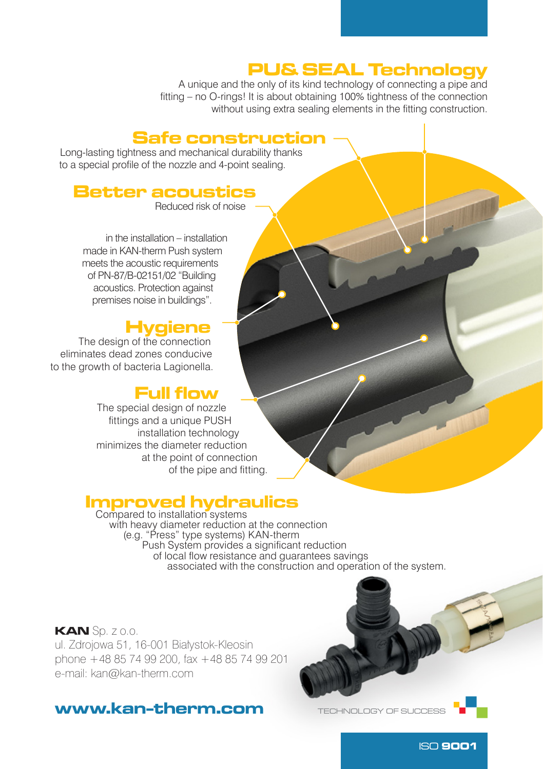## PUSH SEAL Technology

A unique and the only of its kind technology of connecting a pipe and fitting – no O-rings! It is about obtaining 100% tightness of the connection without using extra sealing elements in the fitting construction.

## Safe construction

Long-lasting tightness and mechanical durability thanks to a special profile of the nozzle and 4-point sealing.

## Better acoustics

Reduced risk of noise in the installation – installation made in KAN-therm Push system meets the acoustic requirements of PN-87/B-02151/02 "Building acoustics. Protection against premises noise in buildings".

## Hygiene

The design of the connection eliminates dead zones conducive to the growth of bacteria Lagionella.

## Full flow

The special design of nozzle fittings and a unique PUSH installation technology minimizes the diameter reduction at the point of connection of the pipe and fitting.

## Improved hydraulics

Compared to installation systems with heavy diameter reduction at the connection (e.g. "Press" type systems) KAN-therm Push System provides a significant reduction of local flow resistance and guarantees savings associated with the construction and operation of the system.

**KAN** Sp. z o.o.
ul. Zdrojowa 51, 16-001 Białystok-Kleosin
phone +48 85 74 99 200, fax +48 85 74 99 201
e-mail: kan@kan-therm.com

**www.kan-therm.com**

TECHNOLOGY OF SUCCESS

ISO **9001**